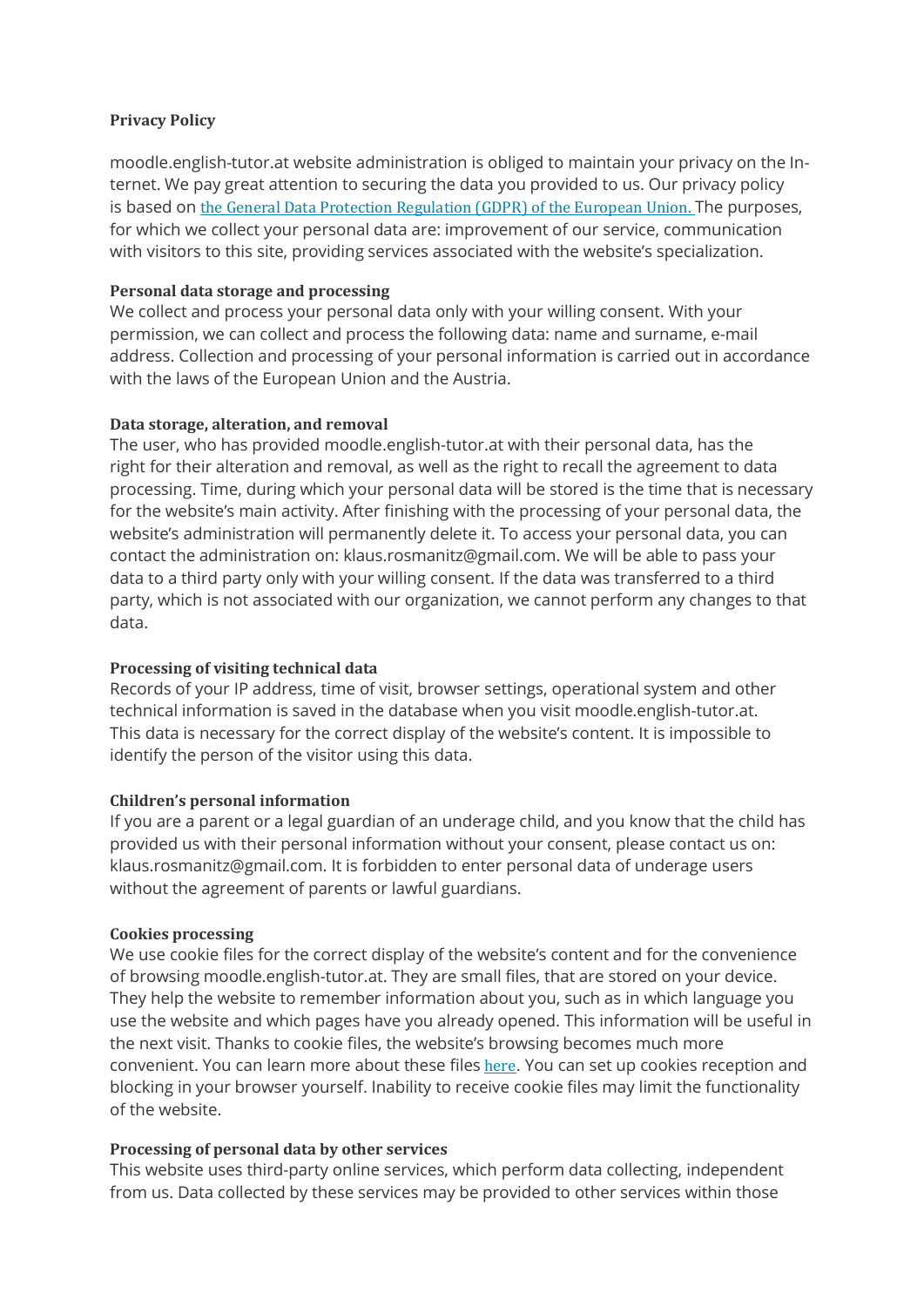**Privacy Policy**

moodle.english-tutor.at website administration is obliged to maintain your privacy on the Internet. We pay great attention to securing the data you provided to us. Our privacy policy is based on the General Data Protection Regulation (GDPR) of the European Union. The purposes, for which we collect your personal data are: improvement of our service, communication with visitors to this site, providing services associated with the website's specialization.

**Personal data storage and processing**

We collect and process your personal data only with your willing consent. With your permission, we can collect and process the following data: name and surname, e-mail address. Collection and processing of your personal information is carried out in accordance with the laws of the European Union and the Austria.

**Data storage, alteration, and removal**

The user, who has provided moodle.english-tutor.at with their personal data, has the right for their alteration and removal, as well as the right to recall the agreement to data processing. Time, during which your personal data will be stored is the time that is necessary for the website's main activity. After finishing with the processing of your personal data, the website's administration will permanently delete it. To access your personal data, you can contact the administration on: klaus.rosmanitz@gmail.com. We will be able to pass your data to a third party only with your willing consent. If the data was transferred to a third party, which is not associated with our organization, we cannot perform any changes to that data.

**Processing of visiting technical data**

Records of your IP address, time of visit, browser settings, operational system and other technical information is saved in the database when you visit moodle.english-tutor.at. This data is necessary for the correct display of the website's content. It is impossible to identify the person of the visitor using this data.

**Children's personal information**

If you are a parent or a legal guardian of an underage child, and you know that the child has provided us with their personal information without your consent, please contact us on: klaus.rosmanitz@gmail.com. It is forbidden to enter personal data of underage users without the agreement of parents or lawful guardians.

**Cookies processing**

We use cookie files for the correct display of the website's content and for the convenience of browsing moodle.english-tutor.at. They are small files, that are stored on your device. They help the website to remember information about you, such as in which language you use the website and which pages have you already opened. This information will be useful in the next visit. Thanks to cookie files, the website's browsing becomes much more convenient. You can learn more about these files here. You can set up cookies reception and blocking in your browser yourself. Inability to receive cookie files may limit the functionality of the website.

**Processing of personal data by other services**

This website uses third-party online services, which perform data collecting, independent from us. Data collected by these services may be provided to other services within those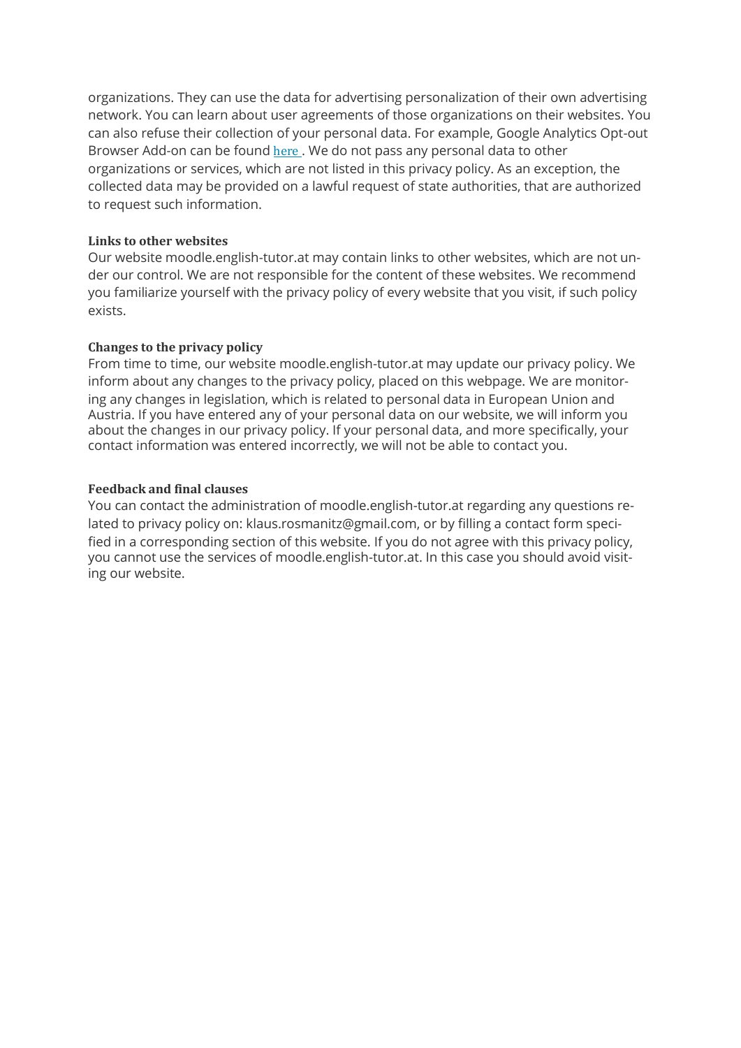organizations. They can use the data for advertising personalization of their own advertising network. You can learn about user agreements of those organizations on their websites. You can also refuse their collection of your personal data. For example, Google Analytics Opt-out Browser Add-on can be found here . We do not pass any personal data to other organizations or services, which are not listed in this privacy policy. As an exception, the collected data may be provided on a lawful request of state authorities, that are authorized to request such information.

**Links to other websites**

Our website moodle.english-tutor.at may contain links to other websites, which are not under our control. We are not responsible for the content of these websites. We recommend you familiarize yourself with the privacy policy of every website that you visit, if such policy exists.

**Changes to the privacy policy**

From time to time, our website moodle.english-tutor.at may update our privacy policy. We inform about any changes to the privacy policy, placed on this webpage. We are monitoring any changes in legislation, which is related to personal data in European Union and Austria. If you have entered any of your personal data on our website, we will inform you about the changes in our privacy policy. If your personal data, and more specifically, your contact information was entered incorrectly, we will not be able to contact you.

**Feedback and final clauses**

You can contact the administration of moodle.english-tutor.at regarding any questions related to privacy policy on: klaus.rosmanitz@gmail.com, or by filling a contact form specified in a corresponding section of this website. If you do not agree with this privacy policy, you cannot use the services of moodle.english-tutor.at. In this case you should avoid visiting our website.